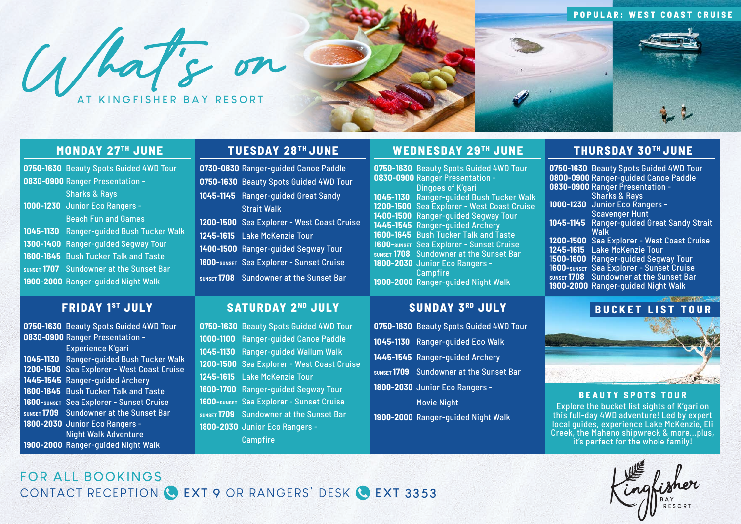# What's on

AT KINGFISHER BAY RESORT

POPULAR: WEST COAST CRUISE

## MONDAY 27TH JUNE

- **0750-1630** Beauty Spots Guided 4WD Tour
- **0830-0900** Ranger Presentation - Sharks & Rays
- **1000-1230** Junior Eco Rangers - Beach Fun and Games
- **1045-1130** Ranger-guided Bush Tucker Walk
- **1300-1400** Ranger-guided Segway Tour
- **1600-1645** Bush Tucker Talk and Taste
- **SUNSET 1707** Sundowner at the Sunset Bar
- **1900-2000** Ranger-guided Night Walk

## TUESDAY 28TH JUNE

- **0730-0830** Ranger-guided Canoe Paddle
- **0750-1630** Beauty Spots Guided 4WD Tour
- **1045-1145** Ranger-guided Great Sandy Strait Walk
- **1200-1500** Sea Explorer - West Coast Cruise
- **1245-1615** Lake McKenzie Tour
- **1400-1500** Ranger-guided Segway Tour
- **1600-SUNSET** Sea Explorer - Sunset Cruise
- **SUNSET 1708** Sundowner at the Sunset Bar

## WEDNESDAY 29TH JUNE

- **0750-1630** Beauty Spots Guided 4WD Tour
- **0830-0900** Ranger Presentation - Dingoes of K'gari
- **1045-1130** Ranger-guided Bush Tucker Walk
- **1200-1500** Sea Explorer - West Coast Cruise
- **1400-1500** Ranger-guided Segway Tour
- **1445-1545** Ranger-guided Archery
- **1600-1645** Bush Tucker Talk and Taste
- **1600-SUNSET** Sea Explorer - Sunset Cruise
- **SUNSET 1708** Sundowner at the Sunset Bar
- **1800-2030** Junior Eco Rangers - Campfire
- **1900-2000** Ranger-guided Night Walk

## THURSDAY 30TH JUNE

- **0750-1630** Beauty Spots Guided 4WD Tour
- **0800-0900** Ranger-guided Canoe Paddle
- **0830-0900** Ranger Presentation - Sharks & Rays
- **1000-1230** Junior Eco Rangers - Scavenger Hunt
- **1045-1145** Ranger-guided Great Sandy Strait Walk
- **1200-1500** Sea Explorer - West Coast Cruise
- **1245-1615** Lake McKenzie Tour
- **1500-1600** Ranger-guided Segway Tour
- **1600-SUNSET** Sea Explorer - Sunset Cruise
- **SUNSET 1708** Sundowner at the Sunset Bar
- **1900-2000** Ranger-guided Night Walk

## FRIDAY 1ST JULY

- **0750-1630** Beauty Spots Guided 4WD Tour
- **0830-0900** Ranger Presentation - Experience K'gari
- **1045-1130** Ranger-guided Bush Tucker Walk
- **1200-1500** Sea Explorer - West Coast Cruise
- **1445-1545** Ranger-guided Archery
- **1600-1645** Bush Tucker Talk and Taste
- **1600-SUNSET** Sea Explorer - Sunset Cruise
- **SUNSET 1709** Sundowner at the Sunset Bar
- **1800-2030** Junior Eco Rangers - Night Walk Adventure
- **1900-2000** Ranger-guided Night Walk

## SATURDAY 2ND JULY

- **0750-1630** Beauty Spots Guided 4WD Tour
- **1000-1100** Ranger-guided Canoe Paddle
- **1045-1130** Ranger-guided Wallum Walk
- **1200-1500** Sea Explorer - West Coast Cruise
- **1245-1615** Lake McKenzie Tour
- **1600-1700** Ranger-guided Segway Tour
- **1600-SUNSET** Sea Explorer - Sunset Cruise
- **SUNSET 1709** Sundowner at the Sunset Bar
- **1800-2030** Junior Eco Rangers - Campfire

## SUNDAY 3RD JULY

- **0750-1630** Beauty Spots Guided 4WD Tour
- **1045-1130** Ranger-guided Eco Walk
- **1445-1545** Ranger-guided Archery
- **SUNSET 1709** Sundowner at the Sunset Bar
- **1800-2030** Junior Eco Rangers - Movie Night
- **1900-2000** Ranger-guided Night Walk

## BUCKET LIST TOUR

### BEAUTY SPOTS TOUR

Explore the bucket list sights of K'gari on this full-day 4WD adventure! Led by expert local guides, experience Lake McKenzie, Eli Creek, the Maheno shipwreck & more...plus, it's perfect for the whole family!

FOR ALL BOOKINGS

CONTACT RECEPTION EXT 9 OR RANGERS' DESK EXT 3353

Kingfisher BAY RESORT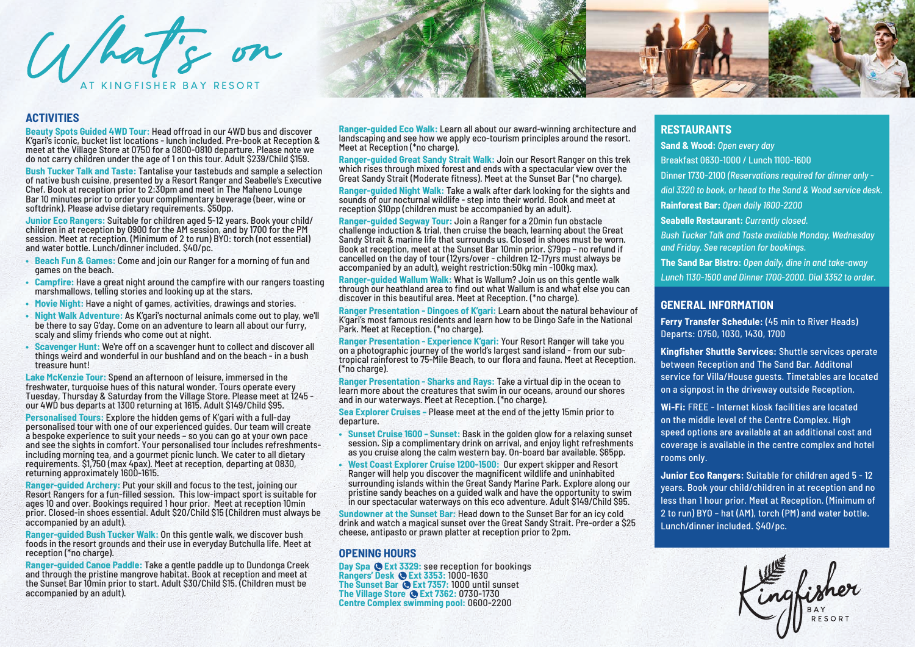# What's on

AT KINGFISHER BAY RESORT

## ACTIVITIES

**Beauty Spots Guided 4WD Tour:** Head offroad in our 4WD bus and discover K'gari's iconic, bucket list locations - lunch included. Pre-book at Reception & meet at the Village Store at 0750 for a 0800-0810 departure. Please note we do not carry children under the age of 1 on this tour. Adult $239/Child $159.

**Bush Tucker Talk and Taste:** Tantalise your tastebuds and sample a selection of native bush cuisine, presented by a Resort Ranger and Seabelle's Executive Chef. Book at reception prior to 2:30pm and meet in The Maheno Lounge Bar 10 minutes prior to order your complimentary beverage (beer, wine or softdrink). Please advise dietary requirements. $50pp.

**Junior Eco Rangers:** Suitable for children aged 5-12 years. Book your child/children in at reception by 0900 for the AM session, and by 1700 for the PM session. Meet at reception. (Minimum of 2 to run) BYO: torch (not essential) and water bottle. Lunch/dinner included. $40/pc.

- **Beach Fun & Games:** Come and join our Ranger for a morning of fun and games on the beach.
- **Campfire:** Have a great night around the campfire with our rangers toasting marshmallows, telling stories and looking up at the stars.
- **Movie Night:** Have a night of games, activities, drawings and stories.
- **Night Walk Adventure:** As K'gari's nocturnal animals come out to play, we'll be there to say G'day. Come on an adventure to learn all about our furry, scaly and slimy friends who come out at night.
- **Scavenger Hunt:** We're off on a scavenger hunt to collect and discover all things weird and wonderful in our bushland and on the beach - in a bush treasure hunt!

**Lake McKenzie Tour:** Spend an afternoon of leisure, immersed in the freshwater, turquoise hues of this natural wonder. Tours operate every Tuesday, Thursday & Saturday from the Village Store. Please meet at 1245 - our 4WD bus departs at 1300 returning at 1615. Adult $149/Child $95.

**Personalised Tours:** Explore the hidden gems of K'gari with a full-day personalised tour with one of our experienced guides. Our team will create a bespoke experience to suit your needs – so you can go at your own pace and see the sights in comfort. Your personalised tour includes refreshments- including morning tea, and a gourmet picnic lunch. We cater to all dietary requirements. $1,750 (max 4pax). Meet at reception, departing at 0830, returning approximately 1600-1615.

**Ranger-guided Archery:** Put your skill and focus to the test, joining our Resort Rangers for a fun-filled session. This low-impact sport is suitable for ages 10 and over. Bookings required 1 hour prior. Meet at reception 10min prior. Closed-in shoes essential. Adult $20/Child $15 (Children must always be accompanied by an adult).

**Ranger-guided Bush Tucker Walk:** On this gentle walk, we discover bush foods in the resort grounds and their use in everyday Butchulla life. Meet at reception (*no charge).

**Ranger-guided Canoe Paddle:** Take a gentle paddle up to Dundonga Creek and through the pristine mangrove habitat. Book at reception and meet at the Sunset Bar 10min prior to start. Adult $30/Child $15. (Children must be accompanied by an adult).

**Ranger-guided Eco Walk:** Learn all about our award-winning architecture and landscaping and see how we apply eco-tourism principles around the resort. Meet at Reception (*no charge).

**Ranger-guided Great Sandy Strait Walk:** Join our Resort Ranger on this trek which rises through mixed forest and ends with a spectacular view over the Great Sandy Strait (Moderate fitness). Meet at the Sunset Bar (*no charge).

**Ranger-guided Night Walk:** Take a walk after dark looking for the sights and sounds of our nocturnal wildlife - step into their world. Book and meet at reception $10pp (children must be accompanied by an adult).

**Ranger-guided Segway Tour:** Join a Ranger for a 20min fun obstacle challenge induction & trial, then cruise the beach, learning about the Great Sandy Strait & marine life that surrounds us. Closed in shoes must be worn. Book at reception, meet at the Sunset Bar 10min prior. $79pp – no refund if cancelled on the day of tour (12yrs/over - children 12-17yrs must always be accompanied by an adult), weight restriction:50kg min -100kg max).

**Ranger-guided Wallum Walk:** What is Wallum? Join us on this gentle walk through our heathland area to find out what Wallum is and what else you can discover in this beautiful area. Meet at Reception. (*no charge).

**Ranger Presentation - Dingoes of K'gari:** Learn about the natural behaviour of K'gari's most famous residents and learn how to be Dingo Safe in the National Park. Meet at Reception. (*no charge).

**Ranger Presentation - Experience K'gari:** Your Resort Ranger will take you on a photographic journey of the world's largest sand island - from our sub-tropical rainforest to 75-Mile Beach, to our flora and fauna. Meet at Reception. (*no charge).

**Ranger Presentation - Sharks and Rays:** Take a virtual dip in the ocean to learn more about the creatures that swim in our oceans, around our shores and in our waterways. Meet at Reception. (*no charge).

**Sea Explorer Cruises -** Please meet at the end of the jetty 15min prior to departure.

- **Sunset Cruise 1600 - Sunset:** Bask in the golden glow for a relaxing sunset session. Sip a complimentary drink on arrival, and enjoy light refreshments as you cruise along the calm western bay. On-board bar available. $65pp.
- **West Coast Explorer Cruise 1200-1500:** Our expert skipper and Resort Ranger will help you discover the magnificent wildlife and uninhabited surrounding islands within the Great Sandy Marine Park. Explore along our pristine sandy beaches on a guided walk and have the opportunity to swim in our spectacular waterways on this eco adventure. Adult $149/Child $95.

**Sundowner at the Sunset Bar:** Head down to the Sunset Bar for an icy cold drink and watch a magical sunset over the Great Sandy Strait. Pre-order a $25 cheese, antipasto or prawn platter at reception prior to 2pm.

## OPENING HOURS

**Day Spa Ext 3329:** see reception for bookings
**Rangers' Desk Ext 3353:** 1000-1630
**The Sunset Bar Ext 7357:** 1000 until sunset
**The Village Store Ext 7362:** 0730-1730
**Centre Complex swimming pool:** 0600-2200

## RESTAURANTS

**Sand & Wood:** *Open every day*
Breakfast 0630-1000 / Lunch 1100-1600
Dinner 1730-2100 *(Reservations required for dinner only - dial 3320 to book, or head to the Sand & Wood service desk.*

**Rainforest Bar:** *Open daily 1600-2200*

**Seabelle Restaurant:** *Currently closed.*
*Bush Tucker Talk and Taste available Monday, Wednesday and Friday. See reception for bookings.*

**The Sand Bar Bistro:** *Open daily, dine in and take-away Lunch 1130-1500 and Dinner 1700-2000. Dial 3352 to order.*

## GENERAL INFORMATION

**Ferry Transfer Schedule:** (45 min to River Heads)
Departs: 0750, 1030, 1430, 1700

**Kingfisher Shuttle Services:** Shuttle services operate between Reception and The Sand Bar. Additonal service for Villa/House guests. Timetables are located on a signpost in the driveway outside Reception.

**Wi-Fi:** FREE - Internet kiosk facilities are located on the middle level of the Centre Complex. High speed options are available at an additional cost and coverage is available in the centre complex and hotel rooms only.

**Junior Eco Rangers:** Suitable for children aged 5 - 12 years. Book your child/children in at reception and no less than 1 hour prior. Meet at Reception. (Minimum of 2 to run) BYO – hat (AM), torch (PM) and water bottle. Lunch/dinner included. $40/pc.

Kingfisher BAY RESORT